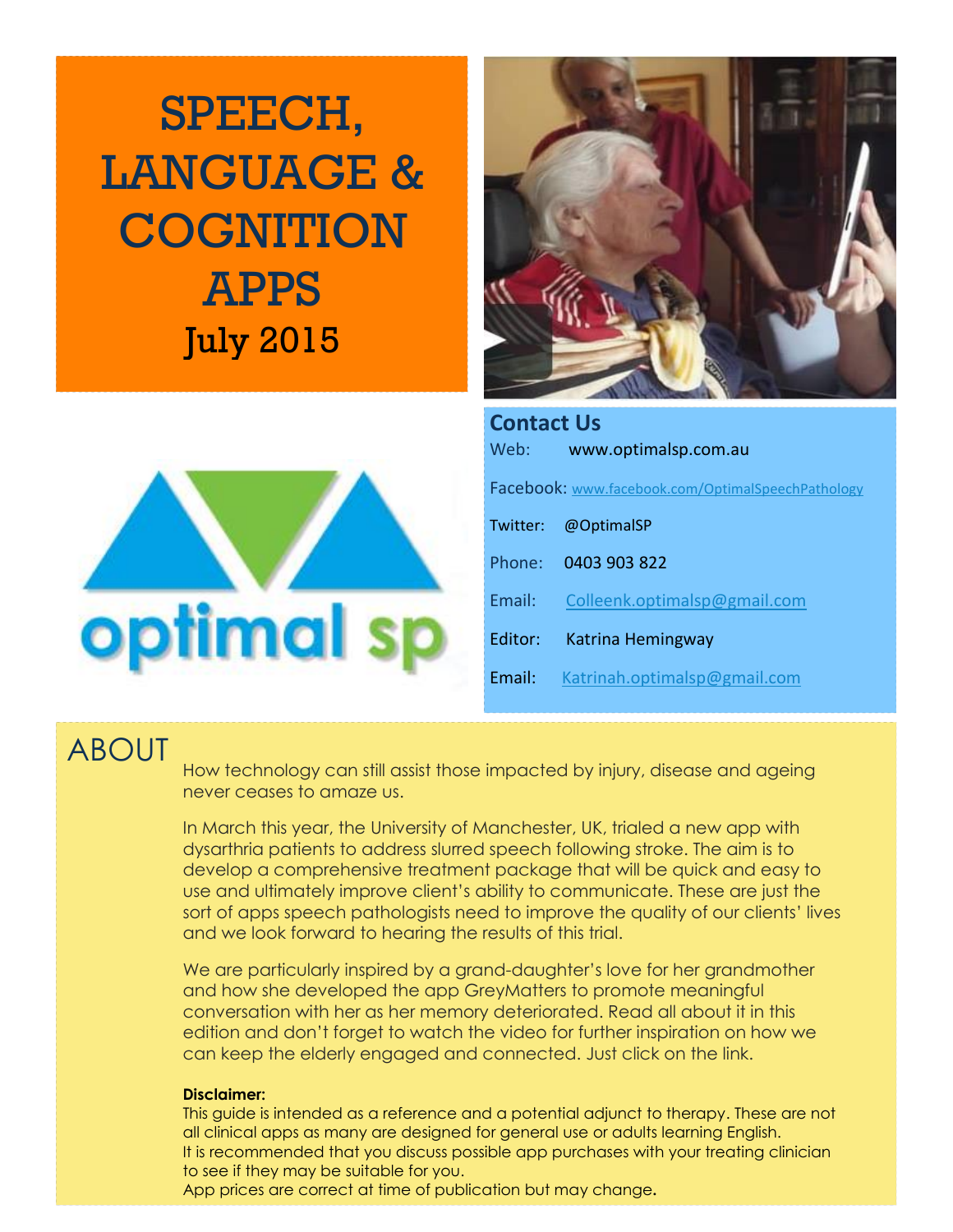# SPEECH, LANGUAGE & COGNITION APPS

July 2015

optimal sp

## Contact Us

Web: www.optimalsp.com.au

Facebook: www.facebook.com/OptimalSpeechPathology

Twitter: @OptimalSP

Phone: 0403 903 822

Email: Colleenk.optimalsp@gmail.com

Editor: Katrina Hemingway

Email: Katrinah.optimalsp@gmail.com

## ABOUT

How technology can still assist those impacted by injury, disease and ageing never ceases to amaze us.

In March this year, the University of Manchester, UK, trialed a new app with dysarthria patients to address slurred speech following stroke. The aim is to develop a comprehensive treatment package that will be quick and easy to use and ultimately improve client's ability to communicate. These are just the sort of apps speech pathologists need to improve the quality of our clients' lives and we look forward to hearing the results of this trial.

We are particularly inspired by a grand-daughter's love for her grandmother and how she developed the app GreyMatters to promote meaningful conversation with her as her memory deteriorated. Read all about it in this edition and don't forget to watch the video for further inspiration on how we can keep the elderly engaged and connected. Just click on the link.

**Disclaimer:**
This guide is intended as a reference and a potential adjunct to therapy. These are not all clinical apps as many are designed for general use or adults learning English.
It is recommended that you discuss possible app purchases with your treating clinician to see if they may be suitable for you.
App prices are correct at time of publication but may change.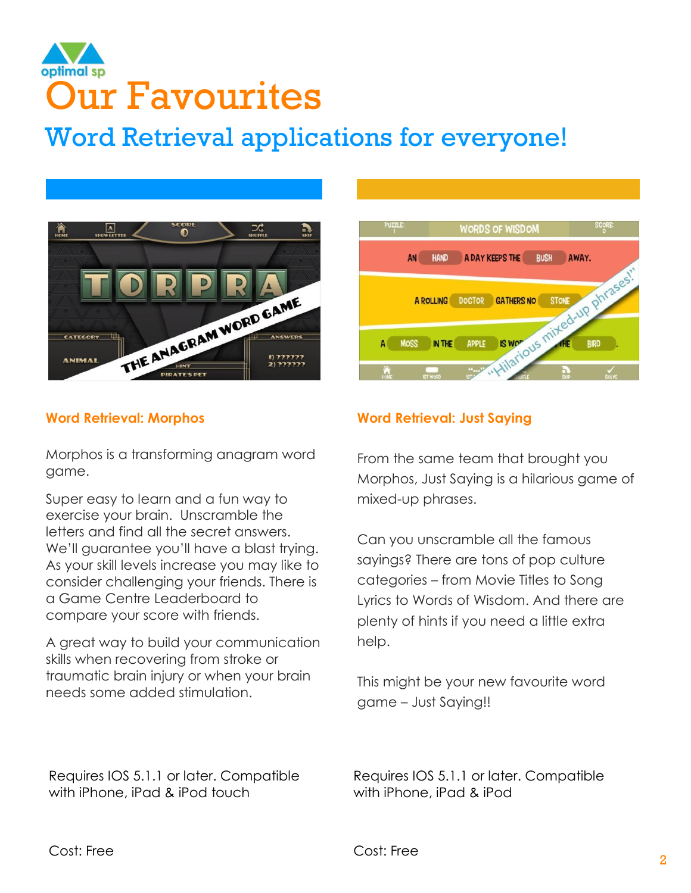# Our Favourites

## Word Retrieval applications for everyone!

### Word Retrieval: Morphos

Morphos is a transforming anagram word game.

Super easy to learn and a fun way to exercise your brain. Unscramble the letters and find all the secret answers. We'll guarantee you'll have a blast trying. As your skill levels increase you may like to consider challenging your friends. There is a Game Centre Leaderboard to compare your score with friends.

A great way to build your communication skills when recovering from stroke or traumatic brain injury or when your brain needs some added stimulation.

Requires IOS 5.1.1 or later. Compatible with iPhone, iPad & iPod touch

Cost: Free

### Word Retrieval: Just Saying

From the same team that brought you Morphos, Just Saying is a hilarious game of mixed-up phrases.

Can you unscramble all the famous sayings? There are tons of pop culture categories – from Movie Titles to Song Lyrics to Words of Wisdom. And there are plenty of hints if you need a little extra help.

This might be your new favourite word game – Just Saying!!

Requires IOS 5.1.1 or later. Compatible with iPhone, iPad & iPod

Cost: Free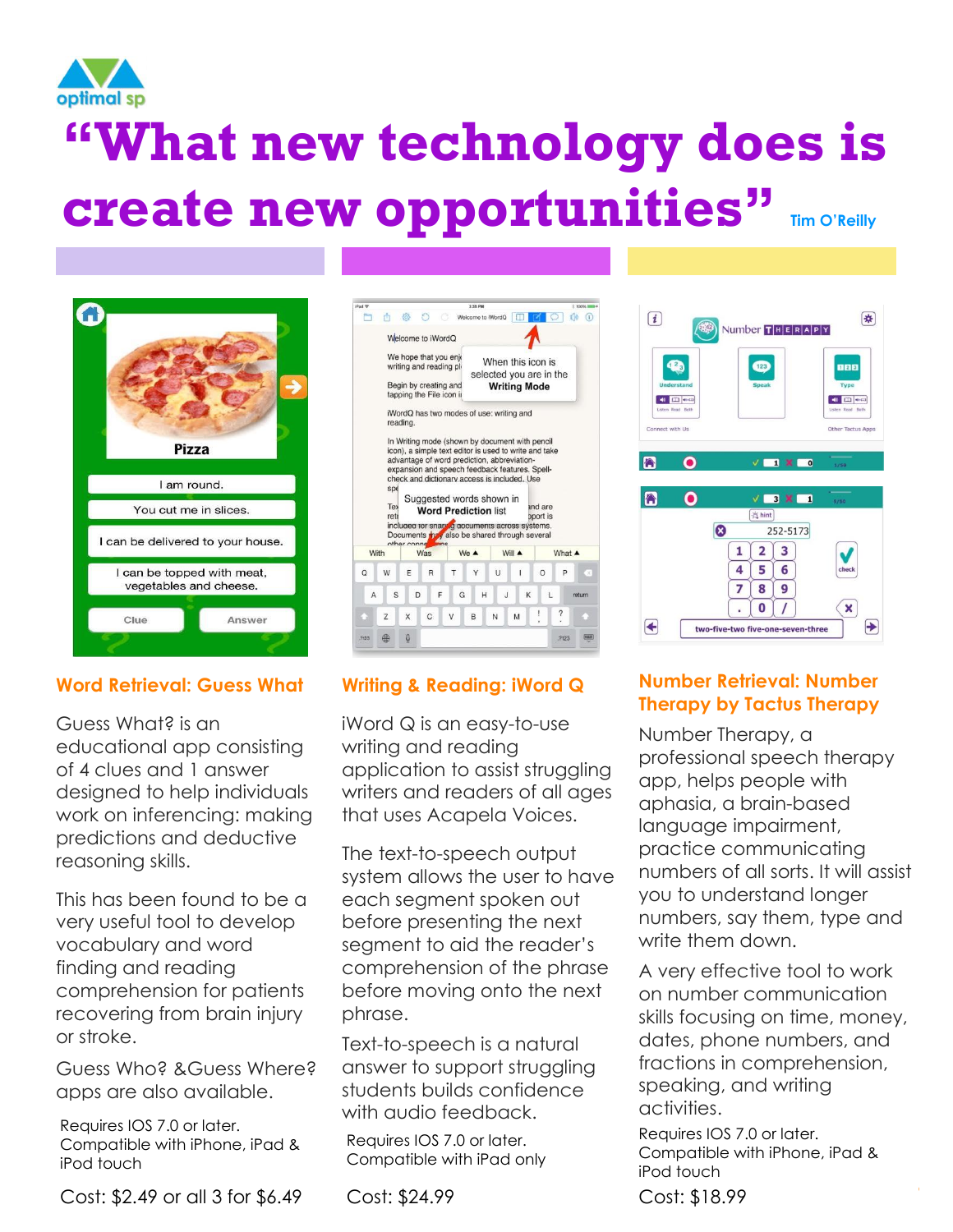# “What new technology does is create new opportunities” Tim O’Reilly

### Word Retrieval: Guess What

Guess What? is an educational app consisting of 4 clues and 1 answer designed to help individuals work on inferencing: making predictions and deductive reasoning skills.

This has been found to be a very useful tool to develop vocabulary and word finding and reading comprehension for patients recovering from brain injury or stroke.

Guess Who? &Guess Where? apps are also available.

Requires IOS 7.0 or later.
Compatible with iPhone, iPad & iPod touch

Cost: $2.49 or all 3 for $6.49

### Writing & Reading: iWord Q

iWord Q is an easy-to-use writing and reading application to assist struggling writers and readers of all ages that uses Acapela Voices.

The text-to-speech output system allows the user to have each segment spoken out before presenting the next segment to aid the reader's comprehension of the phrase before moving onto the next phrase.

Text-to-speech is a natural answer to support struggling students builds confidence with audio feedback.

Requires IOS 7.0 or later.
Compatible with iPad only

Cost: $24.99

### Number Retrieval: Number Therapy by Tactus Therapy

Number Therapy, a professional speech therapy app, helps people with aphasia, a brain-based language impairment, practice communicating numbers of all sorts. It will assist you to understand longer numbers, say them, type and write them down.

A very effective tool to work on number communication skills focusing on time, money, dates, phone numbers, and fractions in comprehension, speaking, and writing activities.

Requires IOS 7.0 or later.
Compatible with iPhone, iPad & iPod touch
Cost: $18.99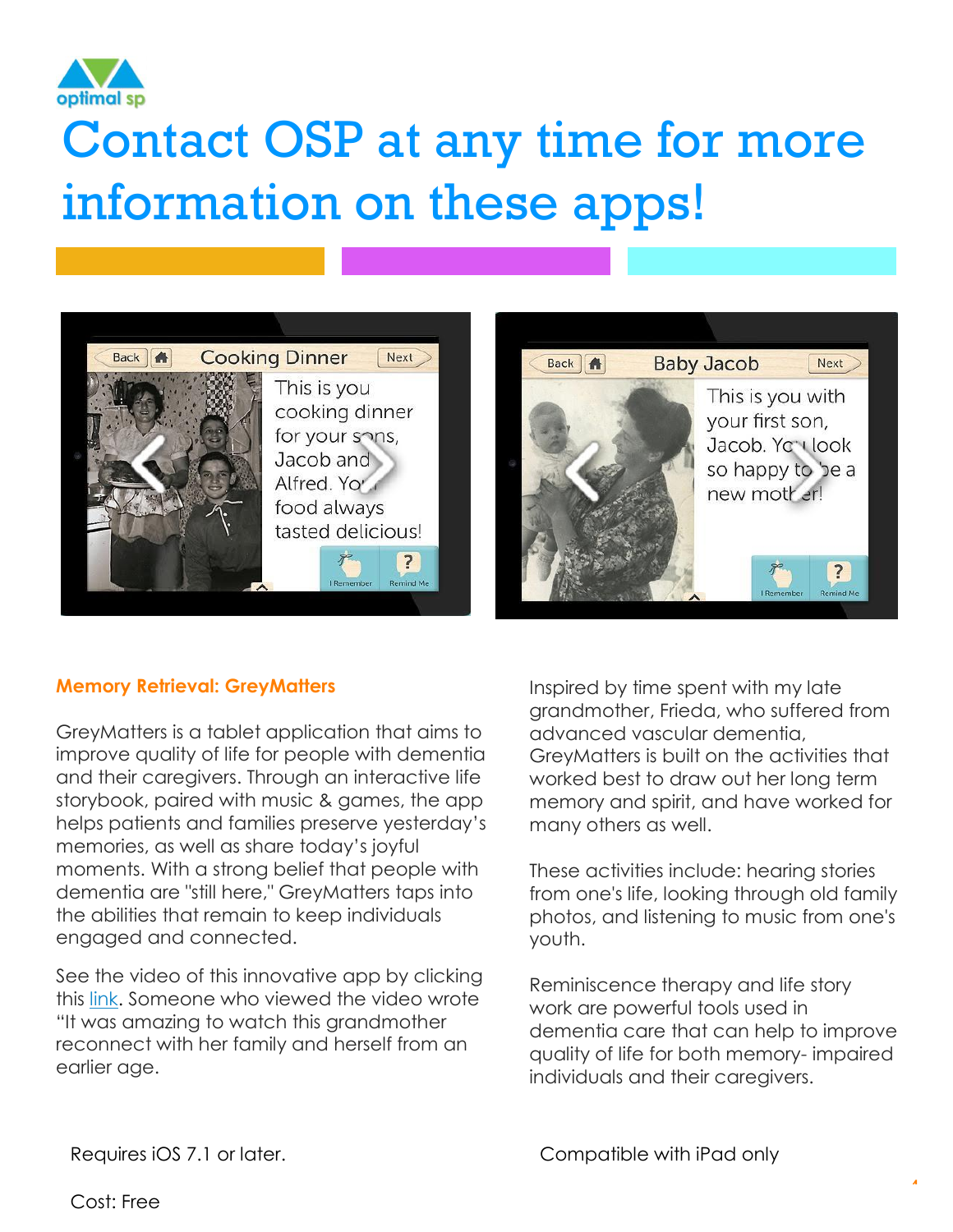# Contact OSP at any time for more information on these apps!

### Memory Retrieval: GreyMatters

GreyMatters is a tablet application that aims to improve quality of life for people with dementia and their caregivers. Through an interactive life storybook, paired with music & games, the app helps patients and families preserve yesterday's memories, as well as share today's joyful moments. With a strong belief that people with dementia are "still here," GreyMatters taps into the abilities that remain to keep individuals engaged and connected.

See the video of this innovative app by clicking this link. Someone who viewed the video wrote "It was amazing to watch this grandmother reconnect with her family and herself from an earlier age.

Inspired by time spent with my late grandmother, Frieda, who suffered from advanced vascular dementia, GreyMatters is built on the activities that worked best to draw out her long term memory and spirit, and have worked for many others as well.

These activities include: hearing stories from one's life, looking through old family photos, and listening to music from one's youth.

Reminiscence therapy and life story work are powerful tools used in dementia care that can help to improve quality of life for both memory- impaired individuals and their caregivers.

Requires iOS 7.1 or later.

Compatible with iPad only

Cost: Free